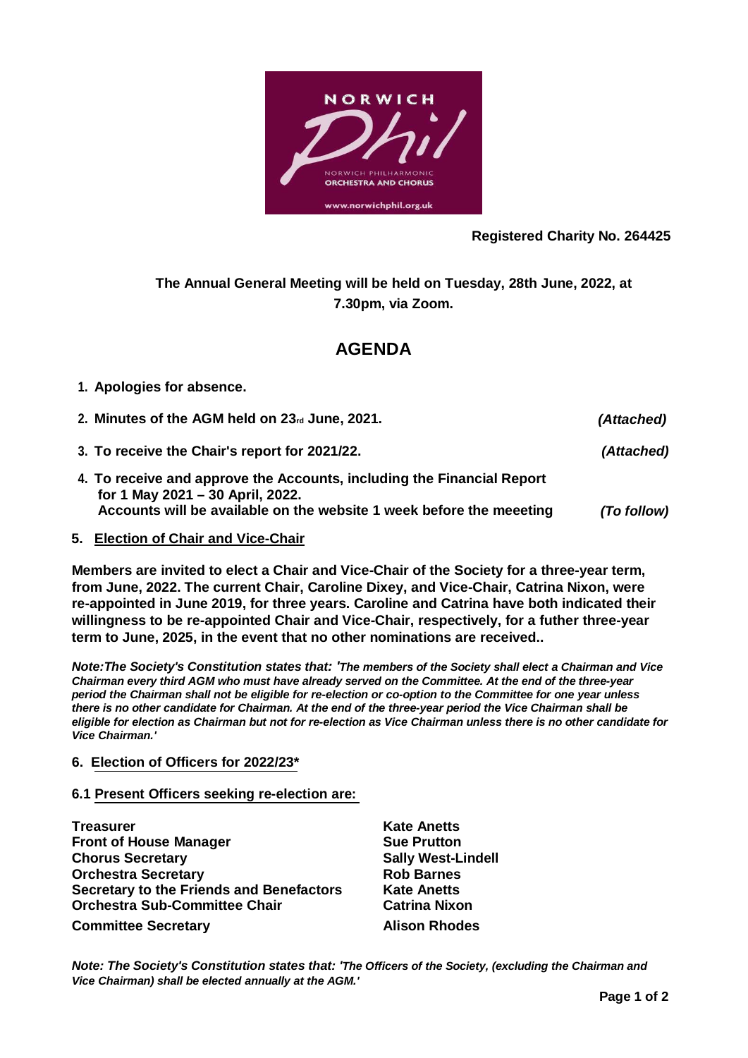NORWICH Phil — NORWICH PHILHARMONIC ORCHESTRA AND CHORUS — www.norwichphil.org.uk

**Registered Charity No. 264425**

**The Annual General Meeting will be held on Tuesday, 28th June, 2022, at 7.30pm, via Zoom.**

# AGENDA

1. **Apologies for absence.**
2. **Minutes of the AGM held on 23rd June, 2021.** ***(Attached)***
3. **To receive the Chair's report for 2021/22.** ***(Attached)***
4. **To receive and approve the Accounts, including the Financial Report for 1 May 2021 – 30 April, 2022.**
   **Accounts will be available on the website 1 week before the meeeting** ***(To follow)***

5. **Election of Chair and Vice-Chair**

**Members are invited to elect a Chair and Vice-Chair of the Society for a three-year term, from June, 2022. The current Chair, Caroline Dixey, and Vice-Chair, Catrina Nixon, were re-appointed in June 2019, for three years. Caroline and Catrina have both indicated their willingness to be re-appointed Chair and Vice-Chair, respectively, for a futher three-year term to June, 2025, in the event that no other nominations are received..**

***Note:The Society's Constitution states that: 'The members of the Society shall elect a Chairman and Vice Chairman every third AGM who must have already served on the Committee. At the end of the three-year period the Chairman shall not be eligible for re-election or co-option to the Committee for one year unless there is no other candidate for Chairman. At the end of the three-year period the Vice Chairman shall be eligible for election as Chairman but not for re-election as Vice Chairman unless there is no other candidate for Vice Chairman.'***

6. **Election of Officers for 2022/23***

**6.1 Present Officers seeking re-election are:**

| | |
|---|---|
| **Treasurer** | **Kate Anetts** |
| **Front of House Manager** | **Sue Prutton** |
| **Chorus Secretary** | **Sally West-Lindell** |
| **Orchestra Secretary** | **Rob Barnes** |
| **Secretary to the Friends and Benefactors** | **Kate Anetts** |
| **Orchestra Sub-Committee Chair** | **Catrina Nixon** |
| **Committee Secretary** | **Alison Rhodes** |

***Note: The Society's Constitution states that: 'The Officers of the Society, (excluding the Chairman and Vice Chairman) shall be elected annually at the AGM.'***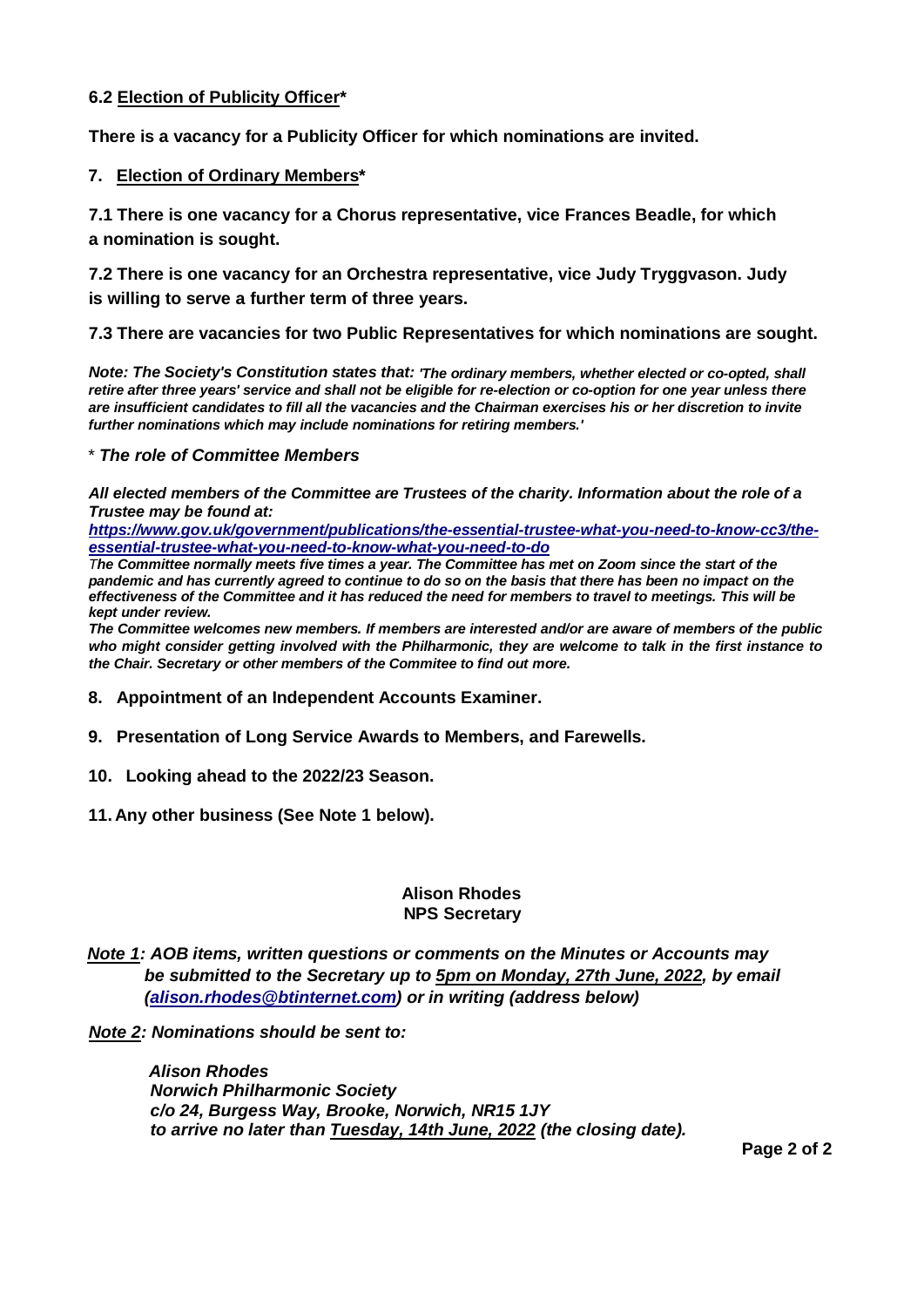**6.2 <u>Election of Publicity Officer</u>***

**There is a vacancy for a Publicity Officer for which nominations are invited.**

**7. <u>Election of Ordinary Members</u>***

**7.1 There is one vacancy for a Chorus representative, vice Frances Beadle, for which a nomination is sought.**

**7.2 There is one vacancy for an Orchestra representative, vice Judy Tryggvason. Judy is willing to serve a further term of three years.**

**7.3 There are vacancies for two Public Representatives for which nominations are sought.**

***Note: The Society's Constitution states that:** 'The ordinary members, whether elected or co-opted, shall retire after three years' service and shall not be eligible for re-election or co-option for one year unless there are insufficient candidates to fill all the vacancies and the Chairman exercises his or her discretion to invite further nominations which may include nominations for retiring members.'*

\* ***The role of Committee Members***

***All elected members of the Committee are Trustees of the charity. Information about the role of a Trustee may be found at:***
***[https://www.gov.uk/government/publications/the-essential-trustee-what-you-need-to-know-cc3/the-essential-trustee-what-you-need-to-know-what-you-need-to-do](https://www.gov.uk/government/publications/the-essential-trustee-what-you-need-to-know-cc3/the-essential-trustee-what-you-need-to-know-what-you-need-to-do)***

***The Committee normally meets five times a year. The Committee has met on Zoom since the start of the pandemic and has currently agreed to continue to do so on the basis that there has been no impact on the effectiveness of the Committee and it has reduced the need for members to travel to meetings. This will be kept under review.***

***The Committee welcomes new members. If members are interested and/or are aware of members of the public who might consider getting involved with the Philharmonic, they are welcome to talk in the first instance to the Chair. Secretary or other members of the Commitee to find out more.***

**8. Appointment of an Independent Accounts Examiner.**

**9. Presentation of Long Service Awards to Members, and Farewells.**

**10. Looking ahead to the 2022/23 Season.**

**11. Any other business (See Note 1 below).**

**Alison Rhodes**
**NPS Secretary**

***<u>Note 1</u>: AOB items, written questions or comments on the Minutes or Accounts may be submitted to the Secretary up to <u>5pm on Monday, 27th June, 2022</u>, by email ([alison.rhodes@btinternet.com](mailto:alison.rhodes@btinternet.com)) or in writing (address below)***

***<u>Note 2</u>: Nominations should be sent to:***

***Alison Rhodes***
***Norwich Philharmonic Society***
***c/o 24, Burgess Way, Brooke, Norwich, NR15 1JY***
***to arrive no later than <u>Tuesday, 14th June, 2022</u> (the closing date).***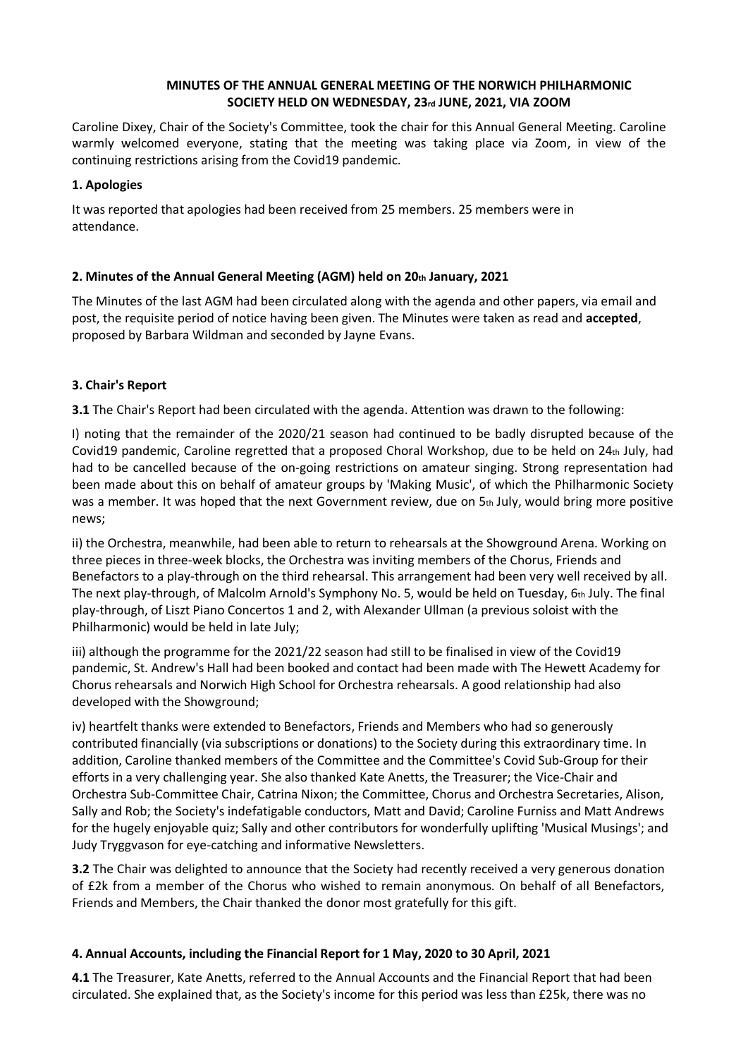**MINUTES OF THE ANNUAL GENERAL MEETING OF THE NORWICH PHILHARMONIC SOCIETY HELD ON WEDNESDAY, 23rd JUNE, 2021, VIA ZOOM**

Caroline Dixey, Chair of the Society's Committee, took the chair for this Annual General Meeting. Caroline warmly welcomed everyone, stating that the meeting was taking place via Zoom, in view of the continuing restrictions arising from the Covid19 pandemic.

### 1. Apologies

It was reported that apologies had been received from 25 members. 25 members were in attendance.

### 2. Minutes of the Annual General Meeting (AGM) held on 20th January, 2021

The Minutes of the last AGM had been circulated along with the agenda and other papers, via email and post, the requisite period of notice having been given. The Minutes were taken as read and **accepted**, proposed by Barbara Wildman and seconded by Jayne Evans.

### 3. Chair's Report

**3.1** The Chair's Report had been circulated with the agenda. Attention was drawn to the following:

I) noting that the remainder of the 2020/21 season had continued to be badly disrupted because of the Covid19 pandemic, Caroline regretted that a proposed Choral Workshop, due to be held on 24th July, had had to be cancelled because of the on-going restrictions on amateur singing. Strong representation had been made about this on behalf of amateur groups by 'Making Music', of which the Philharmonic Society was a member. It was hoped that the next Government review, due on 5th July, would bring more positive news;

ii) the Orchestra, meanwhile, had been able to return to rehearsals at the Showground Arena. Working on three pieces in three-week blocks, the Orchestra was inviting members of the Chorus, Friends and Benefactors to a play-through on the third rehearsal. This arrangement had been very well received by all. The next play-through, of Malcolm Arnold's Symphony No. 5, would be held on Tuesday, 6th July. The final play-through, of Liszt Piano Concertos 1 and 2, with Alexander Ullman (a previous soloist with the Philharmonic) would be held in late July;

iii) although the programme for the 2021/22 season had still to be finalised in view of the Covid19 pandemic, St. Andrew's Hall had been booked and contact had been made with The Hewett Academy for Chorus rehearsals and Norwich High School for Orchestra rehearsals. A good relationship had also developed with the Showground;

iv) heartfelt thanks were extended to Benefactors, Friends and Members who had so generously contributed financially (via subscriptions or donations) to the Society during this extraordinary time. In addition, Caroline thanked members of the Committee and the Committee's Covid Sub-Group for their efforts in a very challenging year. She also thanked Kate Anetts, the Treasurer; the Vice-Chair and Orchestra Sub-Committee Chair, Catrina Nixon; the Committee, Chorus and Orchestra Secretaries, Alison, Sally and Rob; the Society's indefatigable conductors, Matt and David; Caroline Furniss and Matt Andrews for the hugely enjoyable quiz; Sally and other contributors for wonderfully uplifting 'Musical Musings'; and Judy Tryggvason for eye-catching and informative Newsletters.

**3.2** The Chair was delighted to announce that the Society had recently received a very generous donation of £2k from a member of the Chorus who wished to remain anonymous. On behalf of all Benefactors, Friends and Members, the Chair thanked the donor most gratefully for this gift.

### 4. Annual Accounts, including the Financial Report for 1 May, 2020 to 30 April, 2021

**4.1** The Treasurer, Kate Anetts, referred to the Annual Accounts and the Financial Report that had been circulated. She explained that, as the Society's income for this period was less than £25k, there was no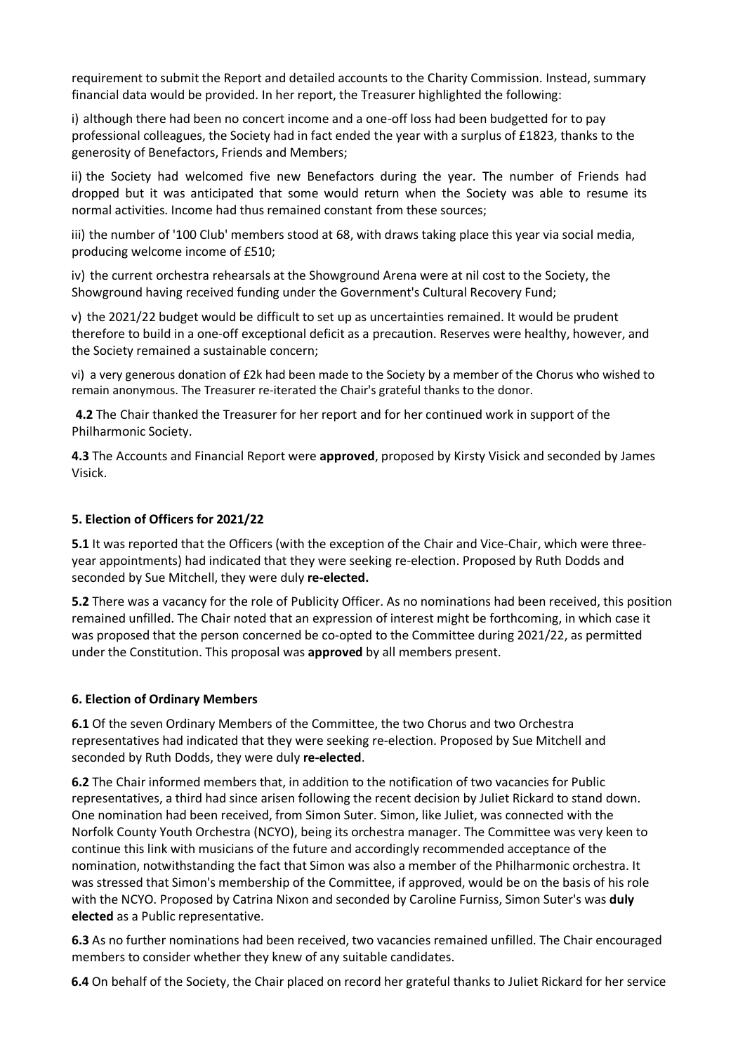requirement to submit the Report and detailed accounts to the Charity Commission. Instead, summary financial data would be provided. In her report, the Treasurer highlighted the following:

i) although there had been no concert income and a one-off loss had been budgetted for to pay professional colleagues, the Society had in fact ended the year with a surplus of £1823, thanks to the generosity of Benefactors, Friends and Members;

ii) the Society had welcomed five new Benefactors during the year. The number of Friends had dropped but it was anticipated that some would return when the Society was able to resume its normal activities. Income had thus remained constant from these sources;

iii) the number of '100 Club' members stood at 68, with draws taking place this year via social media, producing welcome income of £510;

iv) the current orchestra rehearsals at the Showground Arena were at nil cost to the Society, the Showground having received funding under the Government's Cultural Recovery Fund;

v) the 2021/22 budget would be difficult to set up as uncertainties remained. It would be prudent therefore to build in a one-off exceptional deficit as a precaution. Reserves were healthy, however, and the Society remained a sustainable concern;

vi) a very generous donation of £2k had been made to the Society by a member of the Chorus who wished to remain anonymous. The Treasurer re-iterated the Chair's grateful thanks to the donor.

**4.2** The Chair thanked the Treasurer for her report and for her continued work in support of the Philharmonic Society.

**4.3** The Accounts and Financial Report were **approved**, proposed by Kirsty Visick and seconded by James Visick.

### 5. Election of Officers for 2021/22

**5.1** It was reported that the Officers (with the exception of the Chair and Vice-Chair, which were three-year appointments) had indicated that they were seeking re-election. Proposed by Ruth Dodds and seconded by Sue Mitchell, they were duly **re-elected.**

**5.2** There was a vacancy for the role of Publicity Officer. As no nominations had been received, this position remained unfilled. The Chair noted that an expression of interest might be forthcoming, in which case it was proposed that the person concerned be co-opted to the Committee during 2021/22, as permitted under the Constitution. This proposal was **approved** by all members present.

### 6. Election of Ordinary Members

**6.1** Of the seven Ordinary Members of the Committee, the two Chorus and two Orchestra representatives had indicated that they were seeking re-election. Proposed by Sue Mitchell and seconded by Ruth Dodds, they were duly **re-elected**.

**6.2** The Chair informed members that, in addition to the notification of two vacancies for Public representatives, a third had since arisen following the recent decision by Juliet Rickard to stand down. One nomination had been received, from Simon Suter. Simon, like Juliet, was connected with the Norfolk County Youth Orchestra (NCYO), being its orchestra manager. The Committee was very keen to continue this link with musicians of the future and accordingly recommended acceptance of the nomination, notwithstanding the fact that Simon was also a member of the Philharmonic orchestra. It was stressed that Simon's membership of the Committee, if approved, would be on the basis of his role with the NCYO. Proposed by Catrina Nixon and seconded by Caroline Furniss, Simon Suter's was **duly elected** as a Public representative.

**6.3** As no further nominations had been received, two vacancies remained unfilled. The Chair encouraged members to consider whether they knew of any suitable candidates.

**6.4** On behalf of the Society, the Chair placed on record her grateful thanks to Juliet Rickard for her service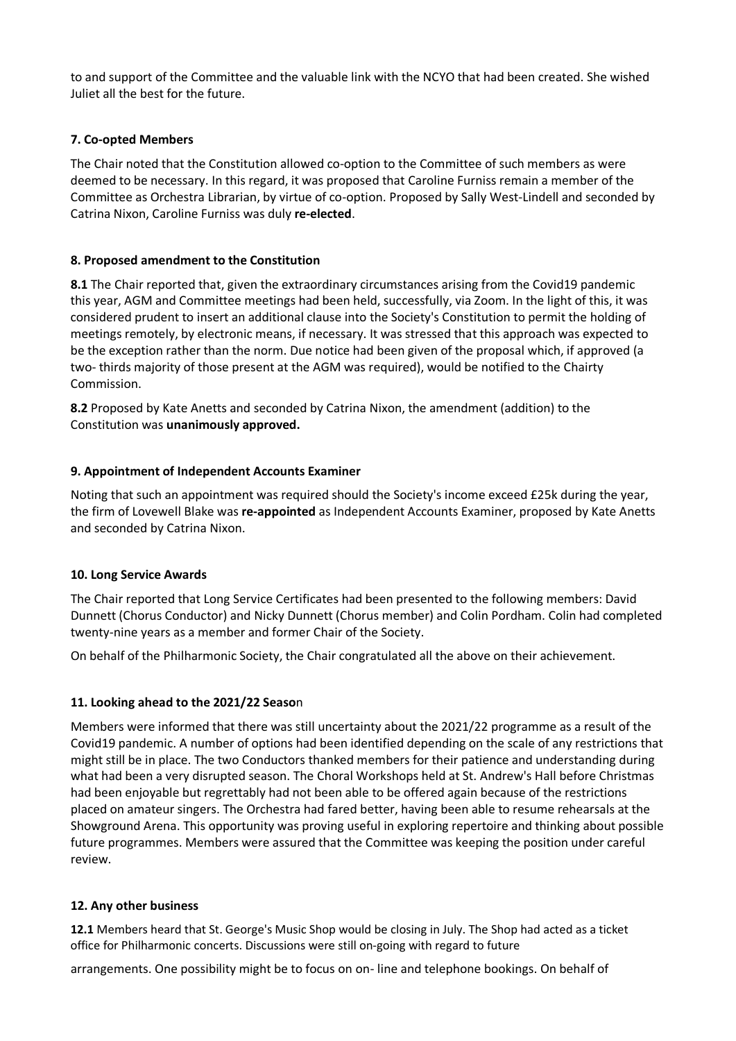to and support of the Committee and the valuable link with the NCYO that had been created. She wished Juliet all the best for the future.

### 7. Co-opted Members

The Chair noted that the Constitution allowed co-option to the Committee of such members as were deemed to be necessary. In this regard, it was proposed that Caroline Furniss remain a member of the Committee as Orchestra Librarian, by virtue of co-option. Proposed by Sally West-Lindell and seconded by Catrina Nixon, Caroline Furniss was duly **re-elected**.

### 8. Proposed amendment to the Constitution

**8.1** The Chair reported that, given the extraordinary circumstances arising from the Covid19 pandemic this year, AGM and Committee meetings had been held, successfully, via Zoom. In the light of this, it was considered prudent to insert an additional clause into the Society's Constitution to permit the holding of meetings remotely, by electronic means, if necessary. It was stressed that this approach was expected to be the exception rather than the norm. Due notice had been given of the proposal which, if approved (a two- thirds majority of those present at the AGM was required), would be notified to the Chairty Commission.

**8.2** Proposed by Kate Anetts and seconded by Catrina Nixon, the amendment (addition) to the Constitution was **unanimously approved.**

### 9. Appointment of Independent Accounts Examiner

Noting that such an appointment was required should the Society's income exceed £25k during the year, the firm of Lovewell Blake was **re-appointed** as Independent Accounts Examiner, proposed by Kate Anetts and seconded by Catrina Nixon.

### 10. Long Service Awards

The Chair reported that Long Service Certificates had been presented to the following members: David Dunnett (Chorus Conductor) and Nicky Dunnett (Chorus member) and Colin Pordham. Colin had completed twenty-nine years as a member and former Chair of the Society.

On behalf of the Philharmonic Society, the Chair congratulated all the above on their achievement.

### 11. Looking ahead to the 2021/22 Season

Members were informed that there was still uncertainty about the 2021/22 programme as a result of the Covid19 pandemic. A number of options had been identified depending on the scale of any restrictions that might still be in place. The two Conductors thanked members for their patience and understanding during what had been a very disrupted season. The Choral Workshops held at St. Andrew's Hall before Christmas had been enjoyable but regrettably had not been able to be offered again because of the restrictions placed on amateur singers. The Orchestra had fared better, having been able to resume rehearsals at the Showground Arena. This opportunity was proving useful in exploring repertoire and thinking about possible future programmes. Members were assured that the Committee was keeping the position under careful review.

### 12. Any other business

**12.1** Members heard that St. George's Music Shop would be closing in July. The Shop had acted as a ticket office for Philharmonic concerts. Discussions were still on-going with regard to future arrangements. One possibility might be to focus on on- line and telephone bookings. On behalf of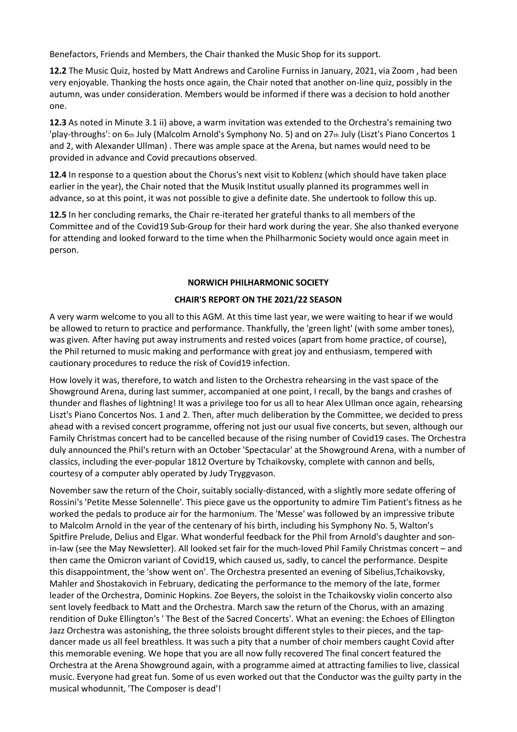Benefactors, Friends and Members, the Chair thanked the Music Shop for its support.

**12.2** The Music Quiz, hosted by Matt Andrews and Caroline Furniss in January, 2021, via Zoom , had been very enjoyable. Thanking the hosts once again, the Chair noted that another on-line quiz, possibly in the autumn, was under consideration. Members would be informed if there was a decision to hold another one.

**12.3** As noted in Minute 3.1 ii) above, a warm invitation was extended to the Orchestra's remaining two 'play-throughs': on 6th July (Malcolm Arnold's Symphony No. 5) and on 27th July (Liszt's Piano Concertos 1 and 2, with Alexander Ullman) . There was ample space at the Arena, but names would need to be provided in advance and Covid precautions observed.

**12.4** In response to a question about the Chorus's next visit to Koblenz (which should have taken place earlier in the year), the Chair noted that the Musik Institut usually planned its programmes well in advance, so at this point, it was not possible to give a definite date. She undertook to follow this up.

**12.5** In her concluding remarks, the Chair re-iterated her grateful thanks to all members of the Committee and of the Covid19 Sub-Group for their hard work during the year. She also thanked everyone for attending and looked forward to the time when the Philharmonic Society would once again meet in person.

**NORWICH PHILHARMONIC SOCIETY**

**CHAIR'S REPORT ON THE 2021/22 SEASON**

A very warm welcome to you all to this AGM. At this time last year, we were waiting to hear if we would be allowed to return to practice and performance. Thankfully, the 'green light' (with some amber tones), was given. After having put away instruments and rested voices (apart from home practice, of course), the Phil returned to music making and performance with great joy and enthusiasm, tempered with cautionary procedures to reduce the risk of Covid19 infection.

How lovely it was, therefore, to watch and listen to the Orchestra rehearsing in the vast space of the Showground Arena, during last summer, accompanied at one point, I recall, by the bangs and crashes of thunder and flashes of lightning! It was a privilege too for us all to hear Alex Ullman once again, rehearsing Liszt's Piano Concertos Nos. 1 and 2. Then, after much deliberation by the Committee, we decided to press ahead with a revised concert programme, offering not just our usual five concerts, but seven, although our Family Christmas concert had to be cancelled because of the rising number of Covid19 cases. The Orchestra duly announced the Phil's return with an October 'Spectacular' at the Showground Arena, with a number of classics, including the ever-popular 1812 Overture by Tchaikovsky, complete with cannon and bells, courtesy of a computer ably operated by Judy Tryggvason.

November saw the return of the Choir, suitably socially-distanced, with a slightly more sedate offering of Rossini's 'Petite Messe Solennelle'. This piece gave us the opportunity to admire Tim Patient's fitness as he worked the pedals to produce air for the harmonium. The 'Messe' was followed by an impressive tribute to Malcolm Arnold in the year of the centenary of his birth, including his Symphony No. 5, Walton's Spitfire Prelude, Delius and Elgar. What wonderful feedback for the Phil from Arnold's daughter and son-in-law (see the May Newsletter). All looked set fair for the much-loved Phil Family Christmas concert – and then came the Omicron variant of Covid19, which caused us, sadly, to cancel the performance. Despite this disappointment, the 'show went on'. The Orchestra presented an evening of Sibelius,Tchaikovsky, Mahler and Shostakovich in February, dedicating the performance to the memory of the late, former leader of the Orchestra, Dominic Hopkins. Zoe Beyers, the soloist in the Tchaikovsky violin concerto also sent lovely feedback to Matt and the Orchestra. March saw the return of the Chorus, with an amazing rendition of Duke Ellington's ' The Best of the Sacred Concerts'. What an evening: the Echoes of Ellington Jazz Orchestra was astonishing, the three soloists brought different styles to their pieces, and the tap-dancer made us all feel breathless. It was such a pity that a number of choir members caught Covid after this memorable evening. We hope that you are all now fully recovered The final concert featured the Orchestra at the Arena Showground again, with a programme aimed at attracting families to live, classical music. Everyone had great fun. Some of us even worked out that the Conductor was the guilty party in the musical whodunnit, 'The Composer is dead'!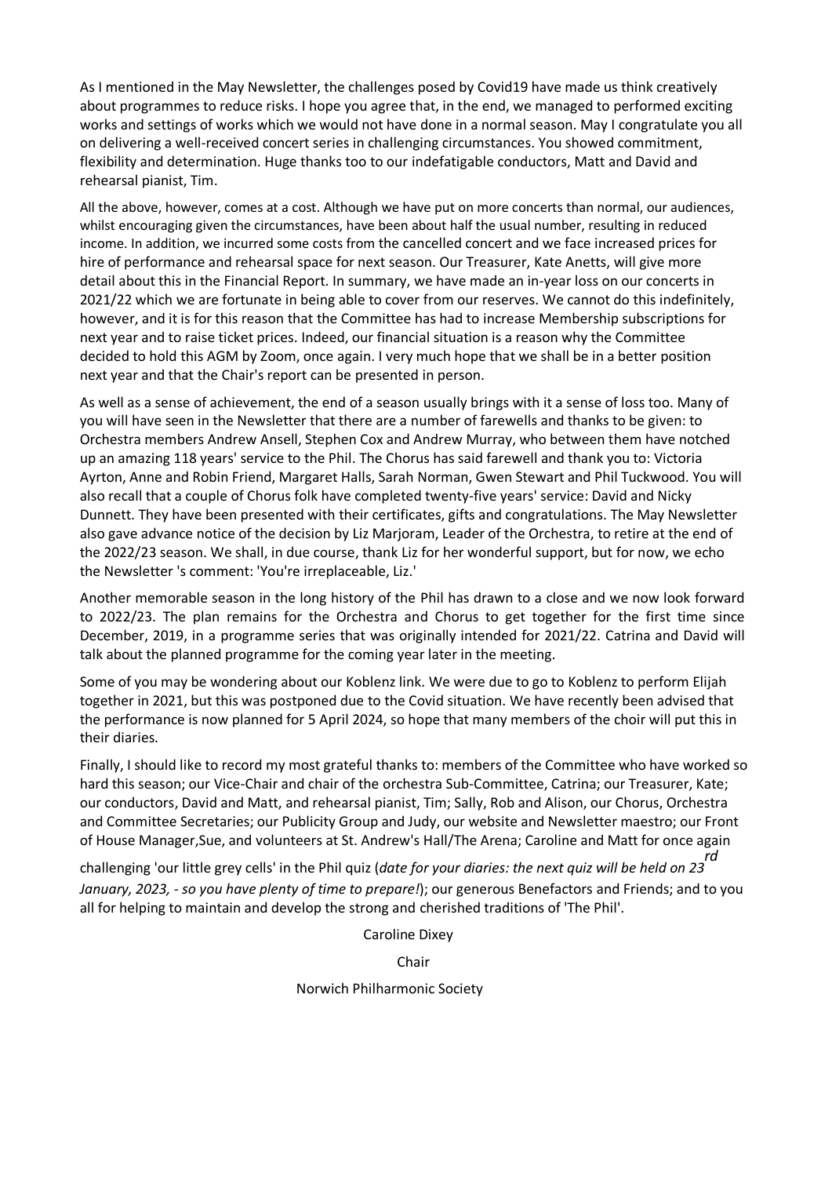As I mentioned in the May Newsletter, the challenges posed by Covid19 have made us think creatively about programmes to reduce risks. I hope you agree that, in the end, we managed to performed exciting works and settings of works which we would not have done in a normal season. May I congratulate you all on delivering a well-received concert series in challenging circumstances. You showed commitment, flexibility and determination. Huge thanks too to our indefatigable conductors, Matt and David and rehearsal pianist, Tim.

All the above, however, comes at a cost. Although we have put on more concerts than normal, our audiences, whilst encouraging given the circumstances, have been about half the usual number, resulting in reduced income. In addition, we incurred some costs from the cancelled concert and we face increased prices for hire of performance and rehearsal space for next season. Our Treasurer, Kate Anetts, will give more detail about this in the Financial Report. In summary, we have made an in-year loss on our concerts in 2021/22 which we are fortunate in being able to cover from our reserves. We cannot do this indefinitely, however, and it is for this reason that the Committee has had to increase Membership subscriptions for next year and to raise ticket prices. Indeed, our financial situation is a reason why the Committee decided to hold this AGM by Zoom, once again. I very much hope that we shall be in a better position next year and that the Chair's report can be presented in person.

As well as a sense of achievement, the end of a season usually brings with it a sense of loss too. Many of you will have seen in the Newsletter that there are a number of farewells and thanks to be given: to Orchestra members Andrew Ansell, Stephen Cox and Andrew Murray, who between them have notched up an amazing 118 years' service to the Phil. The Chorus has said farewell and thank you to: Victoria Ayrton, Anne and Robin Friend, Margaret Halls, Sarah Norman, Gwen Stewart and Phil Tuckwood. You will also recall that a couple of Chorus folk have completed twenty-five years' service: David and Nicky Dunnett. They have been presented with their certificates, gifts and congratulations. The May Newsletter also gave advance notice of the decision by Liz Marjoram, Leader of the Orchestra, to retire at the end of the 2022/23 season. We shall, in due course, thank Liz for her wonderful support, but for now, we echo the Newsletter 's comment: 'You're irreplaceable, Liz.'

Another memorable season in the long history of the Phil has drawn to a close and we now look forward to 2022/23. The plan remains for the Orchestra and Chorus to get together for the first time since December, 2019, in a programme series that was originally intended for 2021/22. Catrina and David will talk about the planned programme for the coming year later in the meeting.

Some of you may be wondering about our Koblenz link. We were due to go to Koblenz to perform Elijah together in 2021, but this was postponed due to the Covid situation. We have recently been advised that the performance is now planned for 5 April 2024, so hope that many members of the choir will put this in their diaries.

Finally, I should like to record my most grateful thanks to: members of the Committee who have worked so hard this season; our Vice-Chair and chair of the orchestra Sub-Committee, Catrina; our Treasurer, Kate; our conductors, David and Matt, and rehearsal pianist, Tim; Sally, Rob and Alison, our Chorus, Orchestra and Committee Secretaries; our Publicity Group and Judy, our website and Newsletter maestro; our Front of House Manager,Sue, and volunteers at St. Andrew's Hall/The Arena; Caroline and Matt for once again challenging 'our little grey cells' in the Phil quiz (*date for your diaries: the next quiz will be held on 23rd January, 2023, - so you have plenty of time to prepare!*); our generous Benefactors and Friends; and to you all for helping to maintain and develop the strong and cherished traditions of 'The Phil'.

Caroline Dixey

Chair

Norwich Philharmonic Society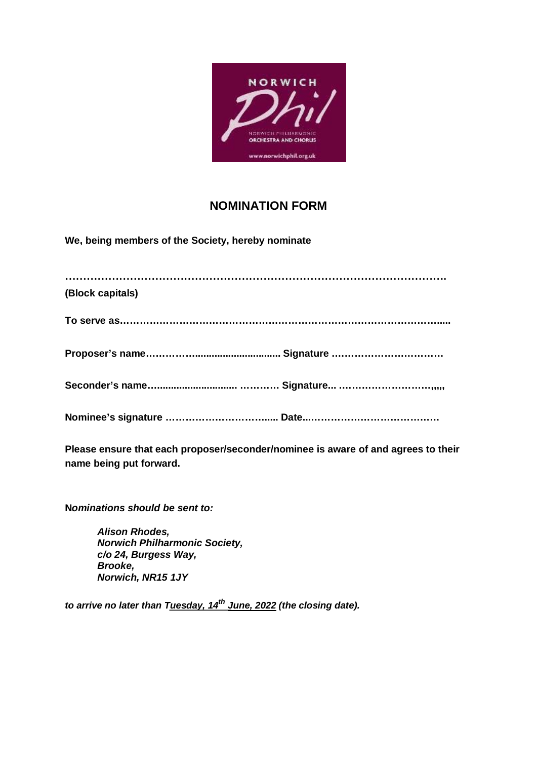# NOMINATION FORM

**We, being members of the Society, hereby nominate**

**…………………………………………………………………………………………….**
**(Block capitals)**

**To serve as……………………………………………………………………………………....**

**Proposer's name……………............................... Signature …………………………….**

**Seconder's name…............................ ………… Signature... …………………….,,,,,**

**Nominee's signature ………………………….... Date...…………………………………**

**Please ensure that each proposer/seconder/nominee is aware of and agrees to their name being put forward.**

***Nominations should be sent to:***

> ***Alison Rhodes,***
> ***Norwich Philharmonic Society,***
> ***c/o 24, Burgess Way,***
> ***Brooke,***
> ***Norwich, NR15 1JY***

***to arrive no later than Tuesday, 14th June, 2022 (the closing date).***